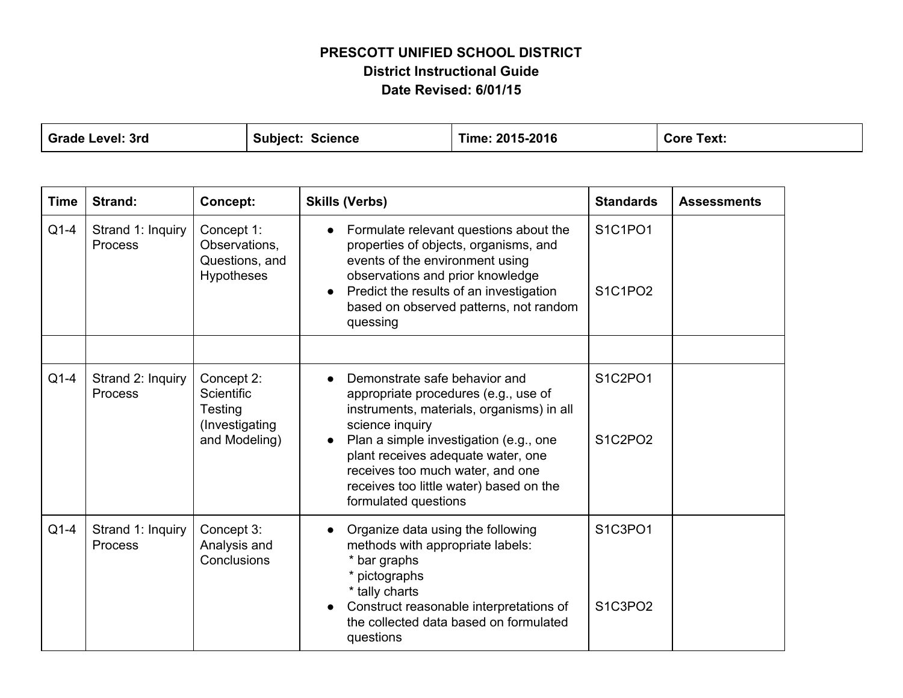# PRESCOTT UNIFIED SCHOOL DISTRICT

## District Instructional Guide

### Date Revised: 6/01/15

| Grade Level: 3rd | Subject: Science | Time: 2015-2016 | Core Text: |
|---|---|---|---|

| Time | Strand: | Concept: | Skills (Verbs) | Standards | Assessments |
|---|---|---|---|---|---|
| Q1-4 | Strand 1: Inquiry Process | Concept 1: Observations, Questions, and Hypotheses | • Formulate relevant questions about the properties of objects, organisms, and events of the environment using observations and prior knowledge<br>• Predict the results of an investigation based on observed patterns, not random quessing | S1C1PO1<br><br>S1C1PO2 | |
| | | | | | |
| Q1-4 | Strand 2: Inquiry Process | Concept 2: Scientific Testing (Investigating and Modeling) | • Demonstrate safe behavior and appropriate procedures (e.g., use of instruments, materials, organisms) in all science inquiry<br>• Plan a simple investigation (e.g., one plant receives adequate water, one receives too much water, and one receives too little water) based on the formulated questions | S1C2PO1<br><br>S1C2PO2 | |
| Q1-4 | Strand 1: Inquiry Process | Concept 3: Analysis and Conclusions | • Organize data using the following methods with appropriate labels:<br>* bar graphs<br>* pictographs<br>* tally charts<br>• Construct reasonable interpretations of the collected data based on formulated questions | S1C3PO1<br><br>S1C3PO2 | |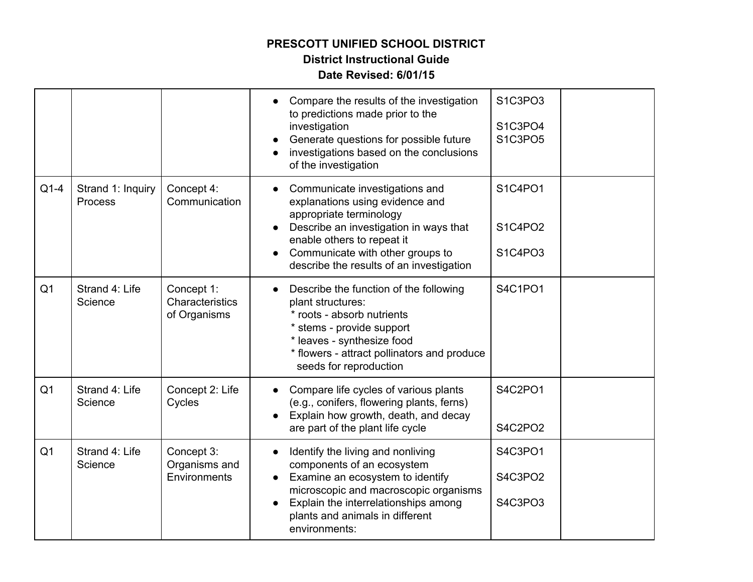**PRESCOTT UNIFIED SCHOOL DISTRICT**

**District Instructional Guide**

**Date Revised: 6/01/15**

| | | | | | |
|---|---|---|---|---|---|
| | | | • Compare the results of the investigation to predictions made prior to the investigation<br>• Generate questions for possible future<br>• investigations based on the conclusions of the investigation | S1C3PO3<br><br>S1C3PO4<br>S1C3PO5 | |
| Q1-4 | Strand 1: Inquiry Process | Concept 4: Communication | • Communicate investigations and explanations using evidence and appropriate terminology<br>• Describe an investigation in ways that enable others to repeat it<br>• Communicate with other groups to describe the results of an investigation | S1C4PO1<br><br>S1C4PO2<br><br>S1C4PO3 | |
| Q1 | Strand 4: Life Science | Concept 1: Characteristics of Organisms | • Describe the function of the following plant structures:<br>* roots - absorb nutrients<br>* stems - provide support<br>* leaves - synthesize food<br>* flowers - attract pollinators and produce seeds for reproduction | S4C1PO1 | |
| Q1 | Strand 4: Life Science | Concept 2: Life Cycles | • Compare life cycles of various plants (e.g., conifers, flowering plants, ferns)<br>• Explain how growth, death, and decay are part of the plant life cycle | S4C2PO1<br><br>S4C2PO2 | |
| Q1 | Strand 4: Life Science | Concept 3: Organisms and Environments | • Identify the living and nonliving components of an ecosystem<br>• Examine an ecosystem to identify microscopic and macroscopic organisms<br>• Explain the interrelationships among plants and animals in different environments: | S4C3PO1<br><br>S4C3PO2<br><br>S4C3PO3 | |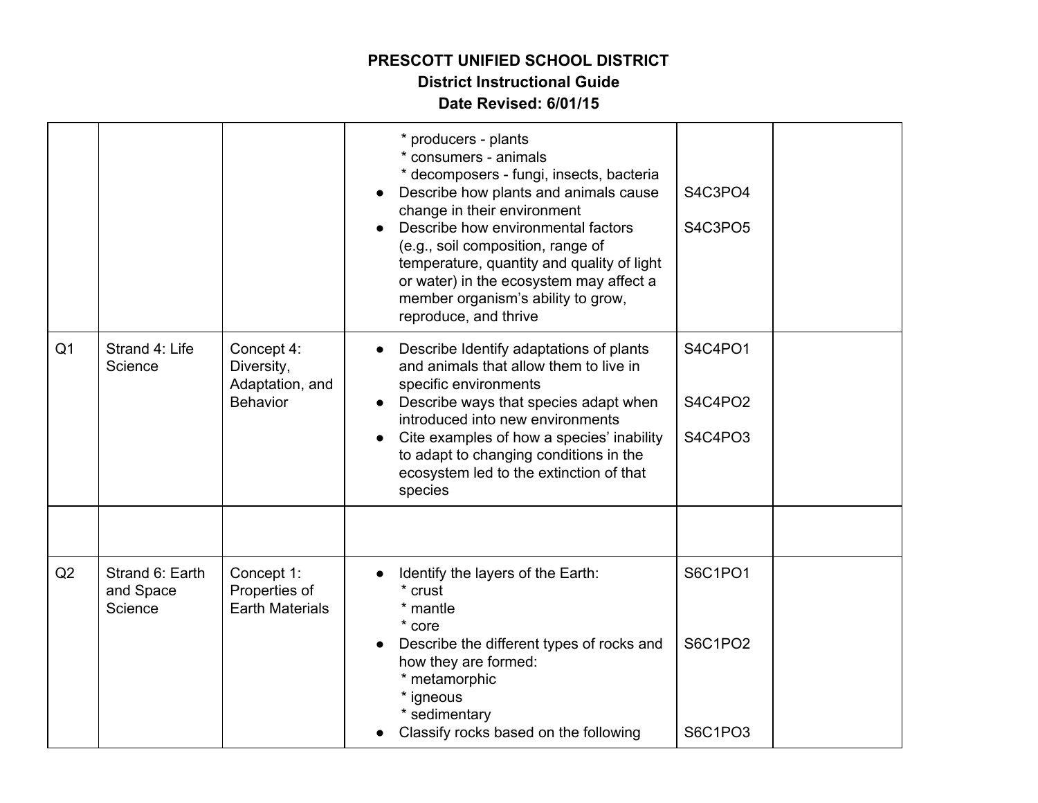**PRESCOTT UNIFIED SCHOOL DISTRICT**
**District Instructional Guide**
**Date Revised: 6/01/15**

| | | | | | |
|---|---|---|---|---|---|
| | | | * producers - plants<br>* consumers - animals<br>* decomposers - fungi, insects, bacteria<br>● Describe how plants and animals cause change in their environment<br>● Describe how environmental factors (e.g., soil composition, range of temperature, quantity and quality of light or water) in the ecosystem may affect a member organism's ability to grow, reproduce, and thrive | <br><br><br>S4C3PO4<br><br>S4C3PO5 | |
| Q1 | Strand 4: Life Science | Concept 4: Diversity, Adaptation, and Behavior | ● Describe Identify adaptations of plants and animals that allow them to live in specific environments<br>● Describe ways that species adapt when introduced into new environments<br>● Cite examples of how a species' inability to adapt to changing conditions in the ecosystem led to the extinction of that species | S4C4PO1<br><br>S4C4PO2<br><br>S4C4PO3 | |
| | | | | | |
| Q2 | Strand 6: Earth and Space Science | Concept 1: Properties of Earth Materials | ● Identify the layers of the Earth:<br>* crust<br>* mantle<br>* core<br>● Describe the different types of rocks and how they are formed:<br>* metamorphic<br>* igneous<br>* sedimentary<br>● Classify rocks based on the following | S6C1PO1<br><br><br><br>S6C1PO2<br><br><br><br><br>S6C1PO3 | |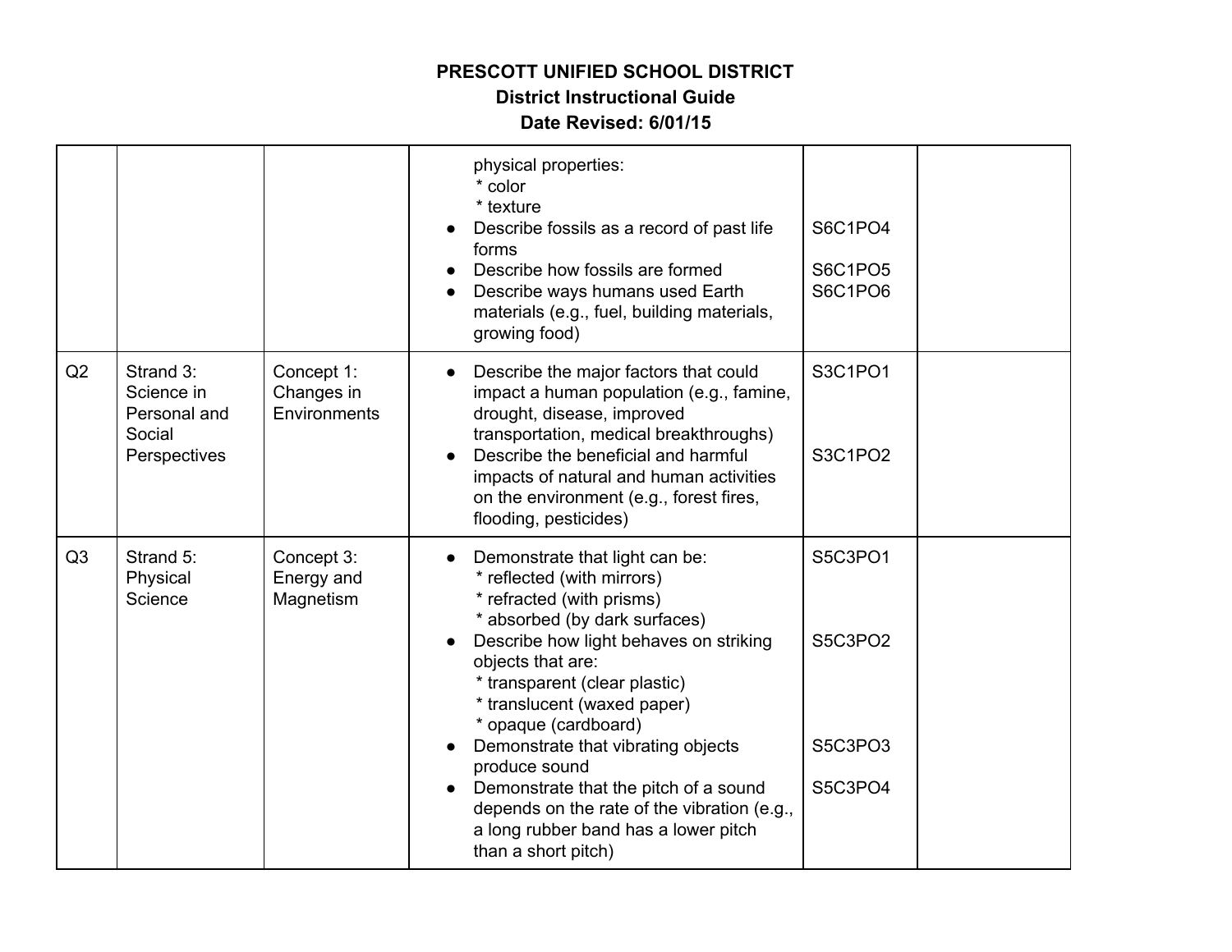**PRESCOTT UNIFIED SCHOOL DISTRICT**
**District Instructional Guide**
**Date Revised: 6/01/15**

| | | | | | |
|---|---|---|---|---|---|
| | | | physical properties:<br>\* color<br>\* texture<br>● Describe fossils as a record of past life forms<br>● Describe how fossils are formed<br>● Describe ways humans used Earth materials (e.g., fuel, building materials, growing food) | S6C1PO4<br><br>S6C1PO5<br>S6C1PO6 | |
| Q2 | Strand 3: Science in Personal and Social Perspectives | Concept 1: Changes in Environments | ● Describe the major factors that could impact a human population (e.g., famine, drought, disease, improved transportation, medical breakthroughs)<br>● Describe the beneficial and harmful impacts of natural and human activities on the environment (e.g., forest fires, flooding, pesticides) | S3C1PO1<br><br>S3C1PO2 | |
| Q3 | Strand 5: Physical Science | Concept 3: Energy and Magnetism | ● Demonstrate that light can be:<br>\* reflected (with mirrors)<br>\* refracted (with prisms)<br>\* absorbed (by dark surfaces)<br>● Describe how light behaves on striking objects that are:<br>\* transparent (clear plastic)<br>\* translucent (waxed paper)<br>\* opaque (cardboard)<br>● Demonstrate that vibrating objects produce sound<br>● Demonstrate that the pitch of a sound depends on the rate of the vibration (e.g., a long rubber band has a lower pitch than a short pitch) | S5C3PO1<br><br>S5C3PO2<br><br>S5C3PO3<br>S5C3PO4 | |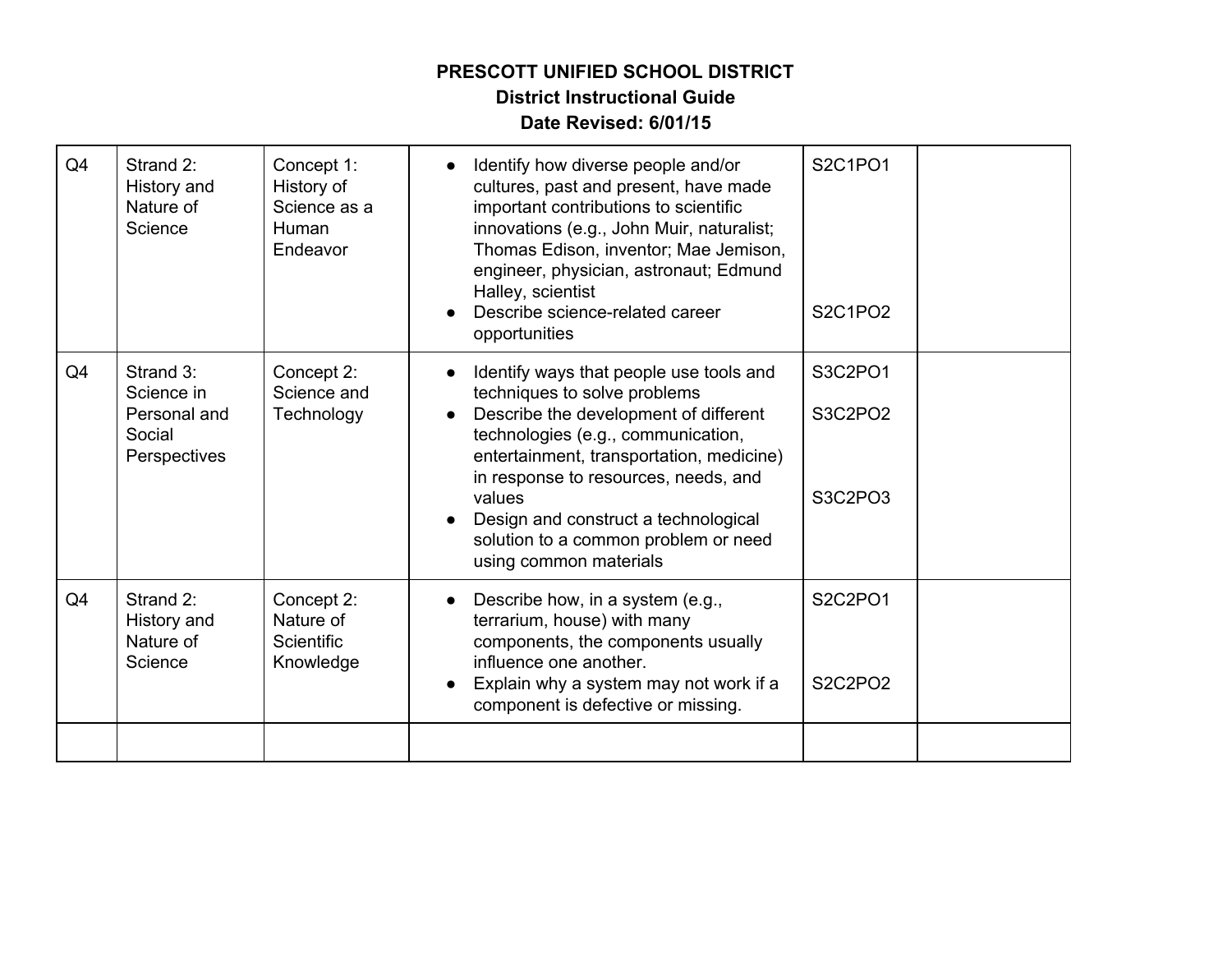**PRESCOTT UNIFIED SCHOOL DISTRICT**

**District Instructional Guide**

**Date Revised: 6/01/15**

| | | | | | |
|---|---|---|---|---|---|
| Q4 | Strand 2: History and Nature of Science | Concept 1: History of Science as a Human Endeavor | • Identify how diverse people and/or cultures, past and present, have made important contributions to scientific innovations (e.g., John Muir, naturalist; Thomas Edison, inventor; Mae Jemison, engineer, physician, astronaut; Edmund Halley, scientist<br>• Describe science-related career opportunities | S2C1PO1<br><br>S2C1PO2 | |
| Q4 | Strand 3: Science in Personal and Social Perspectives | Concept 2: Science and Technology | • Identify ways that people use tools and techniques to solve problems<br>• Describe the development of different technologies (e.g., communication, entertainment, transportation, medicine) in response to resources, needs, and values<br>• Design and construct a technological solution to a common problem or need using common materials | S3C2PO1<br><br>S3C2PO2<br><br>S3C2PO3 | |
| Q4 | Strand 2: History and Nature of Science | Concept 2: Nature of Scientific Knowledge | • Describe how, in a system (e.g., terrarium, house) with many components, the components usually influence one another.<br>• Explain why a system may not work if a component is defective or missing. | S2C2PO1<br><br>S2C2PO2 | |
| | | | | | |